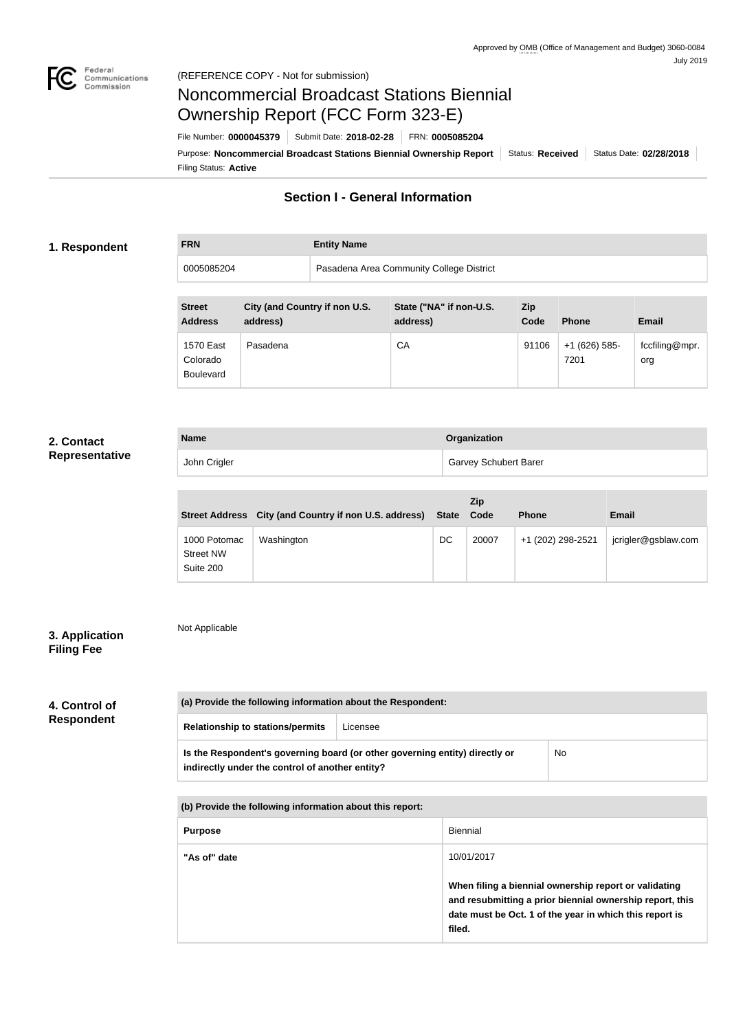Approved by OMB (Office of Management and Budget) 3060-0084
July 2019

(REFERENCE COPY - Not for submission)

# Noncommercial Broadcast Stations Biennial Ownership Report (FCC Form 323-E)

File Number: **0000045379** | Submit Date: **2018-02-28** | FRN: **0005085204**

Purpose: **Noncommercial Broadcast Stations Biennial Ownership Report** | Status: **Received** | Status Date: **02/28/2018**

Filing Status: **Active**

## Section I - General Information

### 1. Respondent

| FRN | Entity Name |
|---|---|
| 0005085204 | Pasadena Area Community College District |

| Street Address | City (and Country if non U.S. address) | State ("NA" if non-U.S. address) | Zip Code | Phone | Email |
|---|---|---|---|---|---|
| 1570 East Colorado Boulevard | Pasadena | CA | 91106 | +1 (626) 585-7201 | fccfiling@mpr.org |

### 2. Contact Representative

| Name | Organization |
|---|---|
| John Crigler | Garvey Schubert Barer |

| Street Address | City (and Country if non U.S. address) | State | Zip Code | Phone | Email |
|---|---|---|---|---|---|
| 1000 Potomac Street NW Suite 200 | Washington | DC | 20007 | +1 (202) 298-2521 | jcrigler@gsblaw.com |

### 3. Application Filing Fee

Not Applicable

### 4. Control of Respondent

| (a) Provide the following information about the Respondent: | |
|---|---|
| Relationship to stations/permits | Licensee |
| Is the Respondent's governing board (or other governing entity) directly or indirectly under the control of another entity? | No |

| (b) Provide the following information about this report: | |
|---|---|
| Purpose | Biennial |
| "As of" date | 10/01/2017<br><br>**When filing a biennial ownership report or validating and resubmitting a prior biennial ownership report, this date must be Oct. 1 of the year in which this report is filed.** |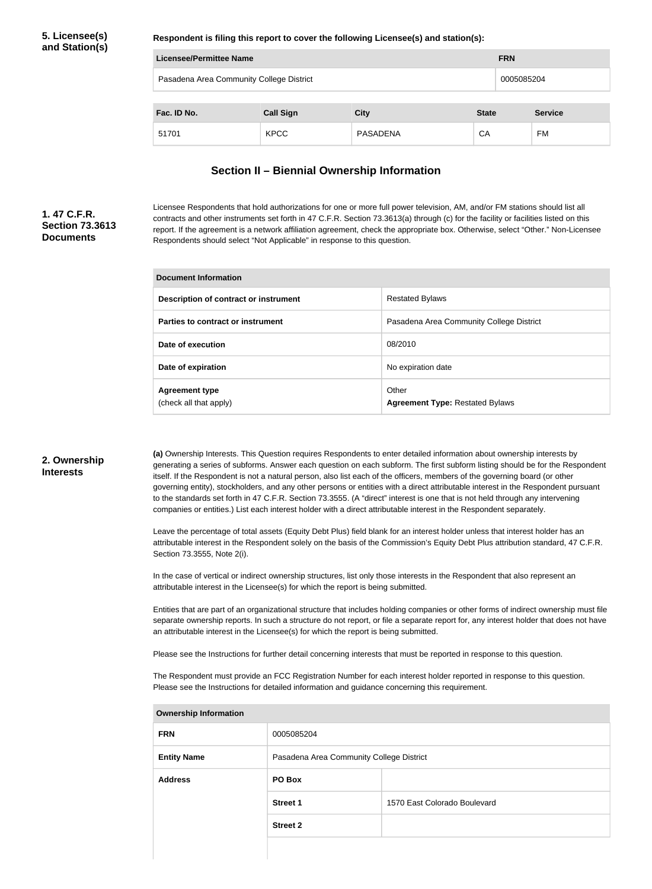## 5. Licensee(s) and Station(s)

**Respondent is filing this report to cover the following Licensee(s) and station(s):**

| Licensee/Permittee Name | FRN |
| --- | --- |
| Pasadena Area Community College District | 0005085204 |

| Fac. ID No. | Call Sign | City | State | Service |
| --- | --- | --- | --- | --- |
| 51701 | KPCC | PASADENA | CA | FM |

## Section II – Biennial Ownership Information

### 1. 47 C.F.R. Section 73.3613 Documents

Licensee Respondents that hold authorizations for one or more full power television, AM, and/or FM stations should list all contracts and other instruments set forth in 47 C.F.R. Section 73.3613(a) through (c) for the facility or facilities listed on this report. If the agreement is a network affiliation agreement, check the appropriate box. Otherwise, select "Other." Non-Licensee Respondents should select "Not Applicable" in response to this question.

| Document Information | |
| --- | --- |
| Description of contract or instrument | Restated Bylaws |
| Parties to contract or instrument | Pasadena Area Community College District |
| Date of execution | 08/2010 |
| Date of expiration | No expiration date |
| Agreement type (check all that apply) | Other **Agreement Type:** Restated Bylaws |

### 2. Ownership Interests

**(a)** Ownership Interests. This Question requires Respondents to enter detailed information about ownership interests by generating a series of subforms. Answer each question on each subform. The first subform listing should be for the Respondent itself. If the Respondent is not a natural person, also list each of the officers, members of the governing board (or other governing entity), stockholders, and any other persons or entities with a direct attributable interest in the Respondent pursuant to the standards set forth in 47 C.F.R. Section 73.3555. (A "direct" interest is one that is not held through any intervening companies or entities.) List each interest holder with a direct attributable interest in the Respondent separately.

Leave the percentage of total assets (Equity Debt Plus) field blank for an interest holder unless that interest holder has an attributable interest in the Respondent solely on the basis of the Commission's Equity Debt Plus attribution standard, 47 C.F.R. Section 73.3555, Note 2(i).

In the case of vertical or indirect ownership structures, list only those interests in the Respondent that also represent an attributable interest in the Licensee(s) for which the report is being submitted.

Entities that are part of an organizational structure that includes holding companies or other forms of indirect ownership must file separate ownership reports. In such a structure do not report, or file a separate report for, any interest holder that does not have an attributable interest in the Licensee(s) for which the report is being submitted.

Please see the Instructions for further detail concerning interests that must be reported in response to this question.

The Respondent must provide an FCC Registration Number for each interest holder reported in response to this question. Please see the Instructions for detailed information and guidance concerning this requirement.

| Ownership Information | | |
| --- | --- | --- |
| FRN | 0005085204 | |
| Entity Name | Pasadena Area Community College District | |
| Address | PO Box | |
| | Street 1 | 1570 East Colorado Boulevard |
| | Street 2 | |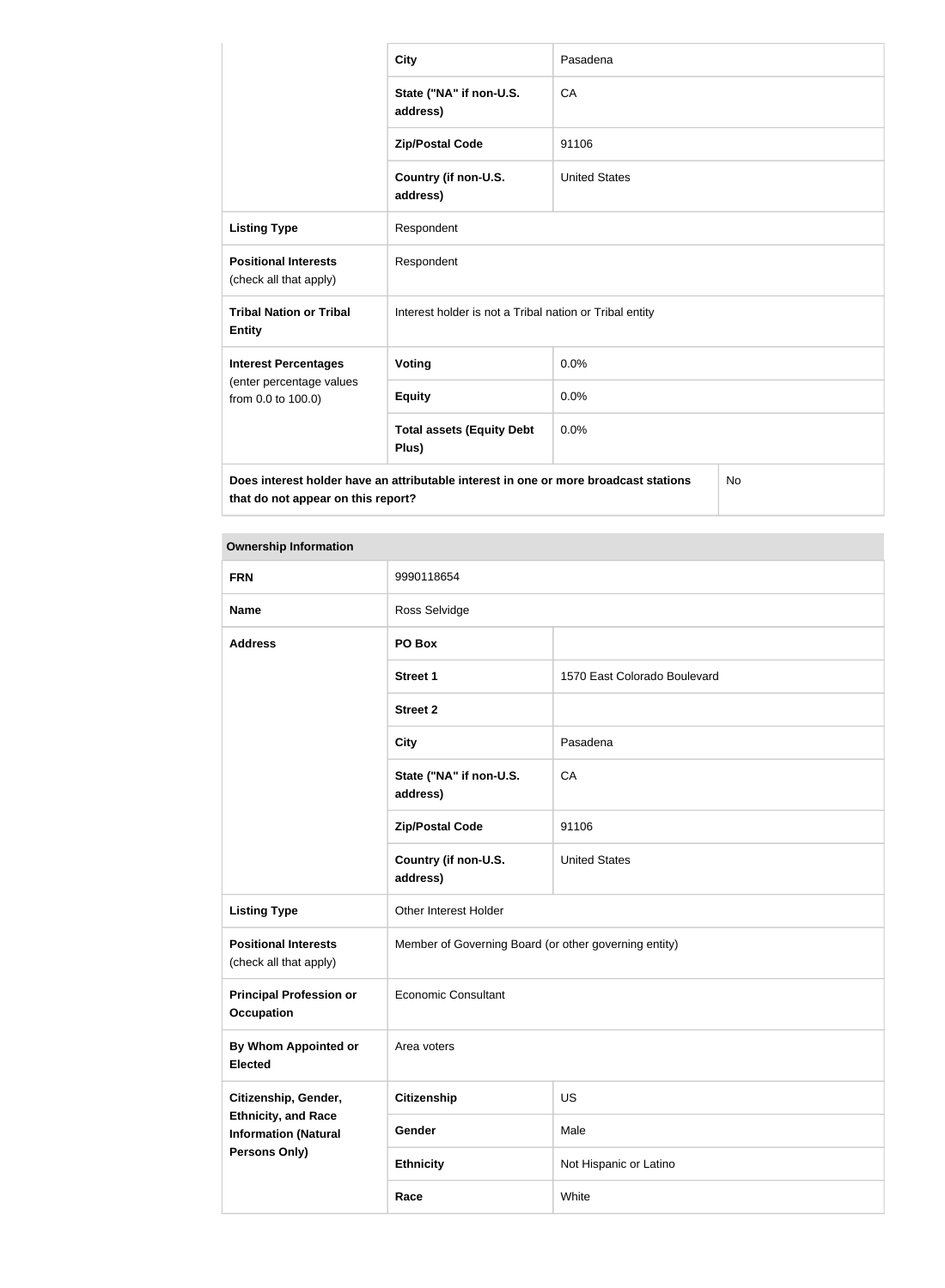| | | |
|---|---|---|
| | **City** | Pasadena |
| | **State ("NA" if non-U.S. address)** | CA |
| | **Zip/Postal Code** | 91106 |
| | **Country (if non-U.S. address)** | United States |
| **Listing Type** | Respondent | |
| **Positional Interests** (check all that apply) | Respondent | |
| **Tribal Nation or Tribal Entity** | Interest holder is not a Tribal nation or Tribal entity | |
| **Interest Percentages** (enter percentage values from 0.0 to 100.0) | **Voting** | 0.0% |
| | **Equity** | 0.0% |
| | **Total assets (Equity Debt Plus)** | 0.0% |
| **Does interest holder have an attributable interest in one or more broadcast stations that do not appear on this report?** | | No |

| **Ownership Information** | | |
|---|---|---|
| **FRN** | 9990118654 | |
| **Name** | Ross Selvidge | |
| **Address** | **PO Box** | |
| | **Street 1** | 1570 East Colorado Boulevard |
| | **Street 2** | |
| | **City** | Pasadena |
| | **State ("NA" if non-U.S. address)** | CA |
| | **Zip/Postal Code** | 91106 |
| | **Country (if non-U.S. address)** | United States |
| **Listing Type** | Other Interest Holder | |
| **Positional Interests** (check all that apply) | Member of Governing Board (or other governing entity) | |
| **Principal Profession or Occupation** | Economic Consultant | |
| **By Whom Appointed or Elected** | Area voters | |
| **Citizenship, Gender, Ethnicity, and Race Information (Natural Persons Only)** | **Citizenship** | US |
| | **Gender** | Male |
| | **Ethnicity** | Not Hispanic or Latino |
| | **Race** | White |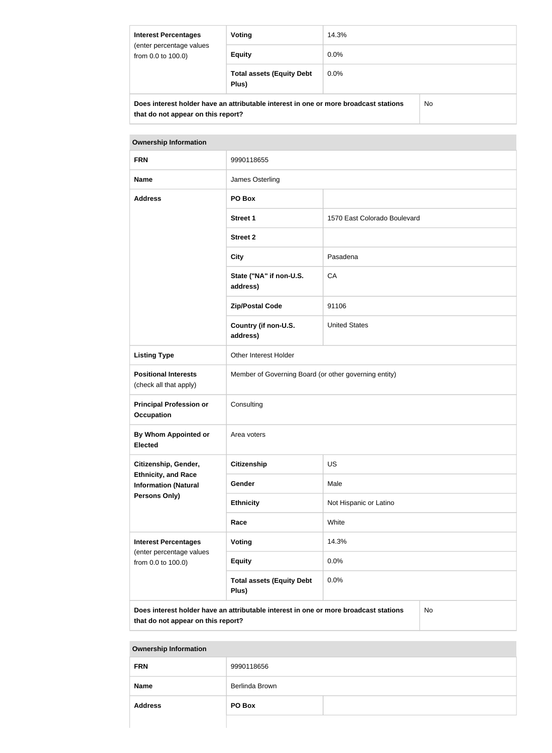| Interest Percentages (enter percentage values from 0.0 to 100.0) | Voting | 14.3% |
| --- | --- | --- |
| | Equity | 0.0% |
| | Total assets (Equity Debt Plus) | 0.0% |

| Does interest holder have an attributable interest in one or more broadcast stations that do not appear on this report? | No |
| --- | --- |

| Ownership Information | | |
| --- | --- | --- |
| FRN | 9990118655 | |
| Name | James Osterling | |
| Address | PO Box | |
| | Street 1 | 1570 East Colorado Boulevard |
| | Street 2 | |
| | City | Pasadena |
| | State ("NA" if non-U.S. address) | CA |
| | Zip/Postal Code | 91106 |
| | Country (if non-U.S. address) | United States |
| Listing Type | Other Interest Holder | |
| Positional Interests (check all that apply) | Member of Governing Board (or other governing entity) | |
| Principal Profession or Occupation | Consulting | |
| By Whom Appointed or Elected | Area voters | |
| Citizenship, Gender, Ethnicity, and Race Information (Natural Persons Only) | Citizenship | US |
| | Gender | Male |
| | Ethnicity | Not Hispanic or Latino |
| | Race | White |
| Interest Percentages (enter percentage values from 0.0 to 100.0) | Voting | 14.3% |
| | Equity | 0.0% |
| | Total assets (Equity Debt Plus) | 0.0% |

| Does interest holder have an attributable interest in one or more broadcast stations that do not appear on this report? | No |
| --- | --- |

| Ownership Information | | |
| --- | --- | --- |
| FRN | 9990118656 | |
| Name | Berlinda Brown | |
| Address | PO Box | |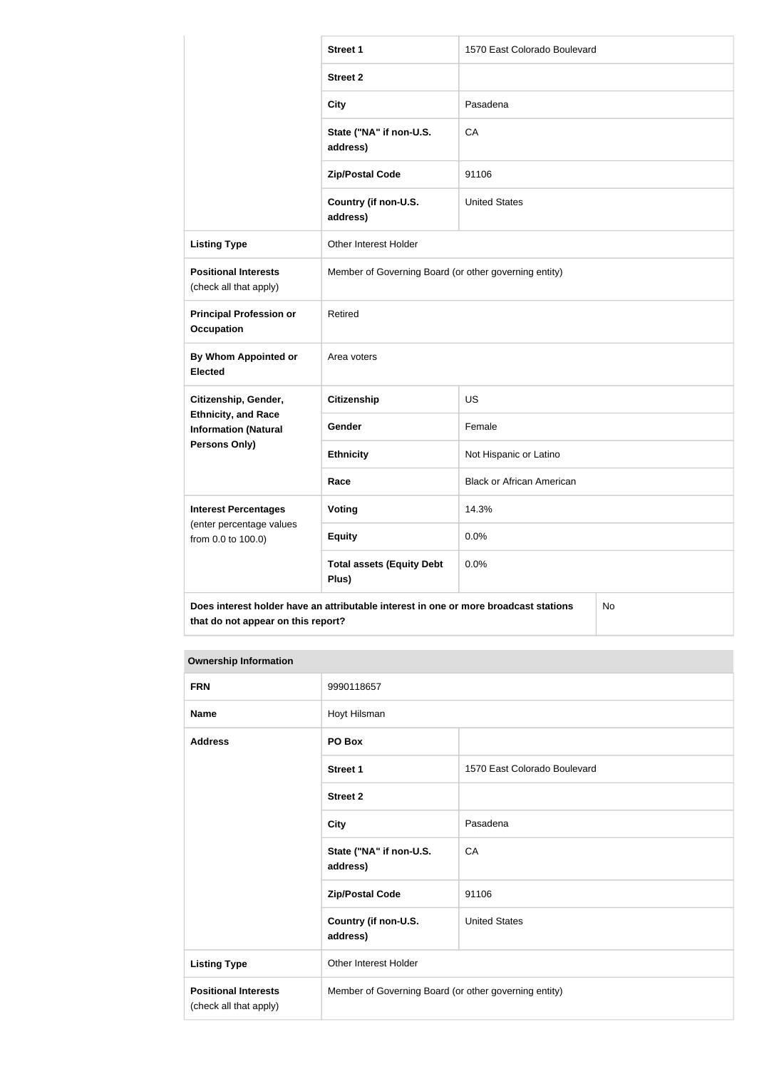| | | |
|---|---|---|
| | **Street 1** | 1570 East Colorado Boulevard |
| | **Street 2** | |
| | **City** | Pasadena |
| | **State ("NA" if non-U.S. address)** | CA |
| | **Zip/Postal Code** | 91106 |
| | **Country (if non-U.S. address)** | United States |
| **Listing Type** | Other Interest Holder | |
| **Positional Interests** (check all that apply) | Member of Governing Board (or other governing entity) | |
| **Principal Profession or Occupation** | Retired | |
| **By Whom Appointed or Elected** | Area voters | |
| **Citizenship, Gender, Ethnicity, and Race Information (Natural Persons Only)** | **Citizenship** | US |
| | **Gender** | Female |
| | **Ethnicity** | Not Hispanic or Latino |
| | **Race** | Black or African American |
| **Interest Percentages** (enter percentage values from 0.0 to 100.0) | **Voting** | 14.3% |
| | **Equity** | 0.0% |
| | **Total assets (Equity Debt Plus)** | 0.0% |
| **Does interest holder have an attributable interest in one or more broadcast stations that do not appear on this report?** | | No |

| **Ownership Information** | | |
|---|---|---|
| **FRN** | 9990118657 | |
| **Name** | Hoyt Hilsman | |
| **Address** | **PO Box** | |
| | **Street 1** | 1570 East Colorado Boulevard |
| | **Street 2** | |
| | **City** | Pasadena |
| | **State ("NA" if non-U.S. address)** | CA |
| | **Zip/Postal Code** | 91106 |
| | **Country (if non-U.S. address)** | United States |
| **Listing Type** | Other Interest Holder | |
| **Positional Interests** (check all that apply) | Member of Governing Board (or other governing entity) | |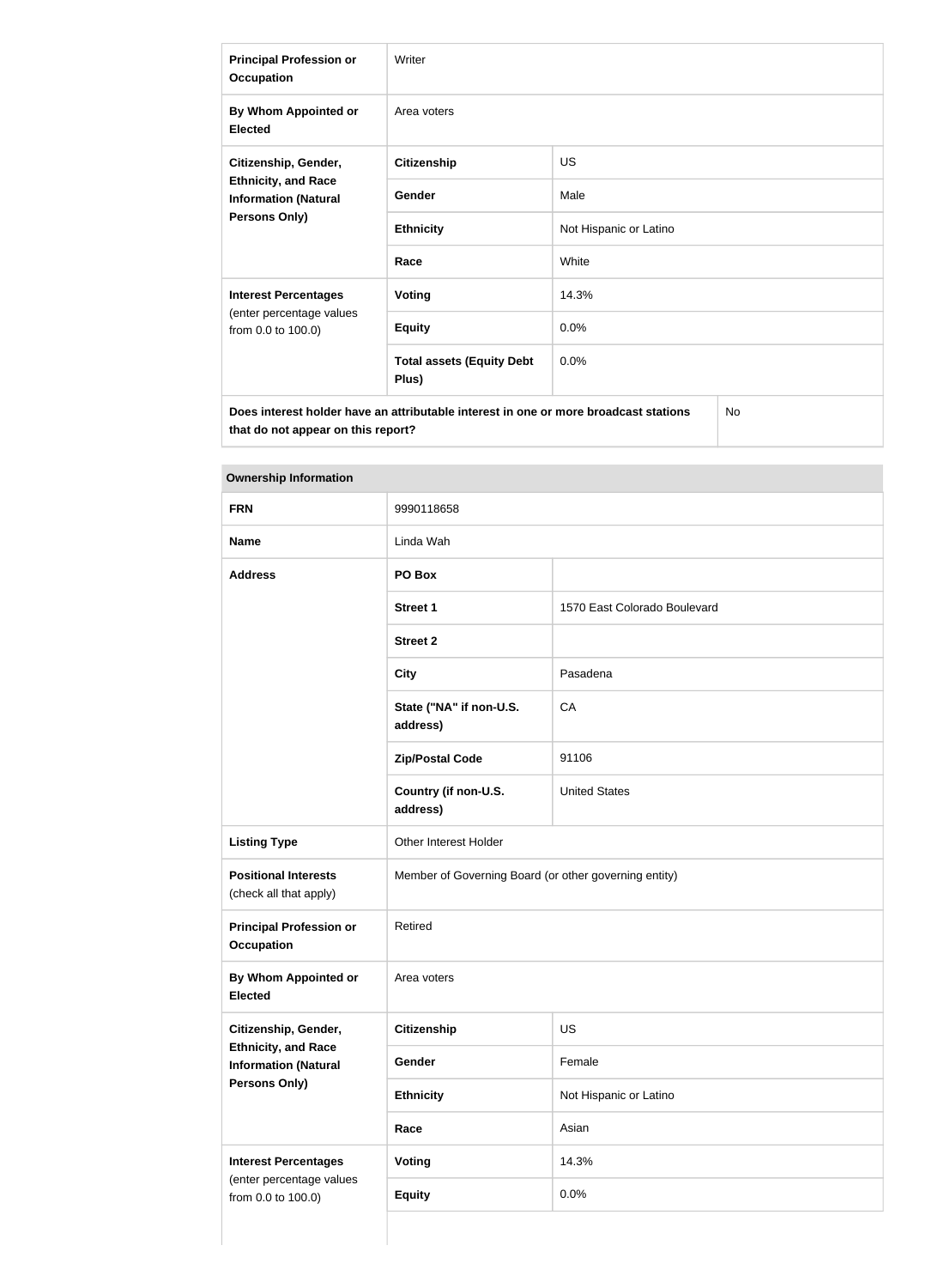| | | |
|---|---|---|
| **Principal Profession or Occupation** | Writer | |
| **By Whom Appointed or Elected** | Area voters | |
| **Citizenship, Gender, Ethnicity, and Race Information (Natural Persons Only)** | **Citizenship** | US |
| | **Gender** | Male |
| | **Ethnicity** | Not Hispanic or Latino |
| | **Race** | White |
| **Interest Percentages** (enter percentage values from 0.0 to 100.0) | **Voting** | 14.3% |
| | **Equity** | 0.0% |
| | **Total assets (Equity Debt Plus)** | 0.0% |
| **Does interest holder have an attributable interest in one or more broadcast stations that do not appear on this report?** | | No |

| **Ownership Information** | | |
|---|---|---|
| **FRN** | 9990118658 | |
| **Name** | Linda Wah | |
| **Address** | **PO Box** | |
| | **Street 1** | 1570 East Colorado Boulevard |
| | **Street 2** | |
| | **City** | Pasadena |
| | **State ("NA" if non-U.S. address)** | CA |
| | **Zip/Postal Code** | 91106 |
| | **Country (if non-U.S. address)** | United States |
| **Listing Type** | Other Interest Holder | |
| **Positional Interests** (check all that apply) | Member of Governing Board (or other governing entity) | |
| **Principal Profession or Occupation** | Retired | |
| **By Whom Appointed or Elected** | Area voters | |
| **Citizenship, Gender, Ethnicity, and Race Information (Natural Persons Only)** | **Citizenship** | US |
| | **Gender** | Female |
| | **Ethnicity** | Not Hispanic or Latino |
| | **Race** | Asian |
| **Interest Percentages** (enter percentage values from 0.0 to 100.0) | **Voting** | 14.3% |
| | **Equity** | 0.0% |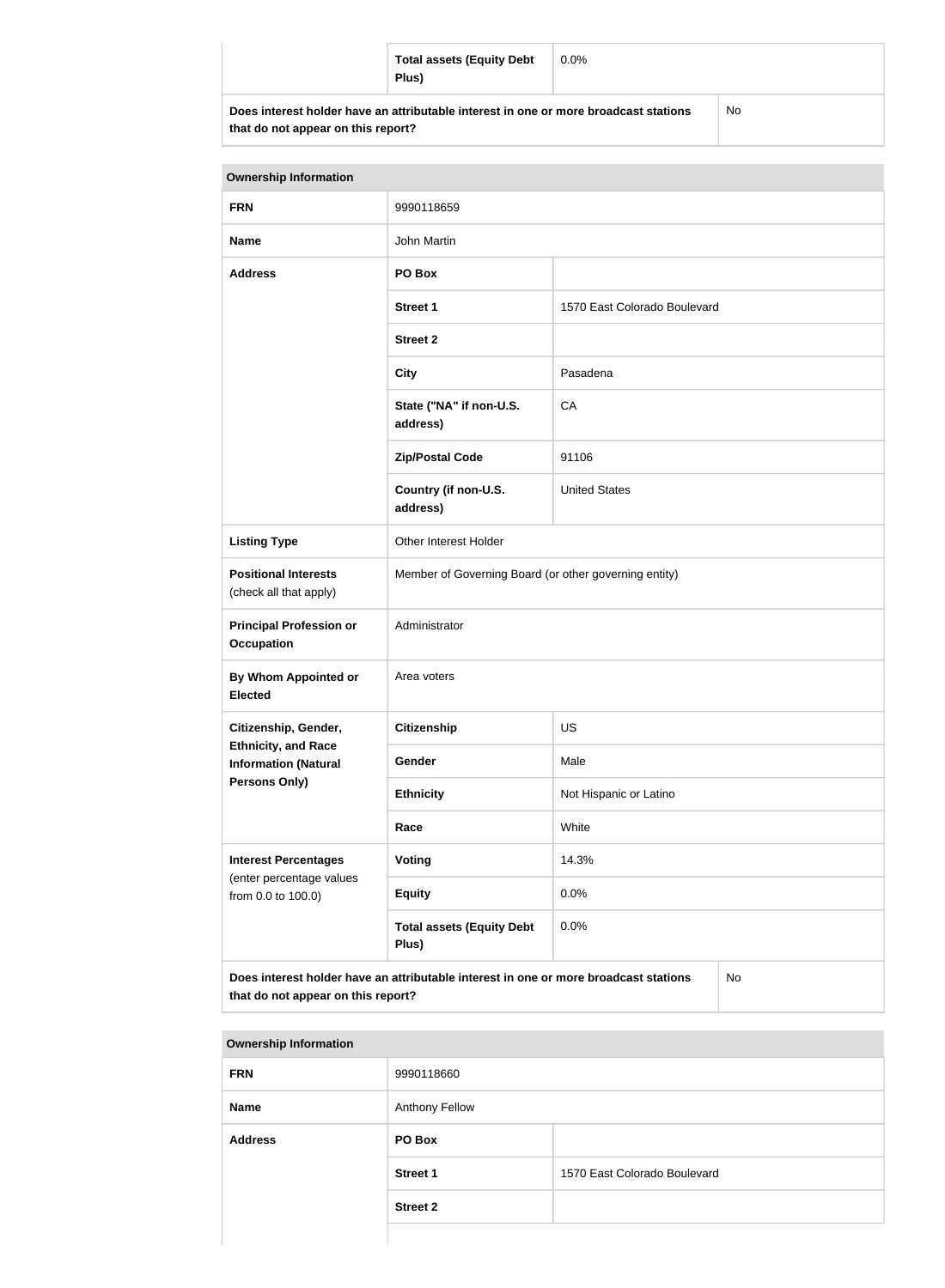| | Total assets (Equity Debt Plus) | 0.0% |
|---|---|---|
| **Does interest holder have an attributable interest in one or more broadcast stations that do not appear on this report?** | | No |

| **Ownership Information** | | |
|---|---|---|
| **FRN** | 9990118659 | |
| **Name** | John Martin | |
| **Address** | **PO Box** | |
| | **Street 1** | 1570 East Colorado Boulevard |
| | **Street 2** | |
| | **City** | Pasadena |
| | **State ("NA" if non-U.S. address)** | CA |
| | **Zip/Postal Code** | 91106 |
| | **Country (if non-U.S. address)** | United States |
| **Listing Type** | Other Interest Holder | |
| **Positional Interests** (check all that apply) | Member of Governing Board (or other governing entity) | |
| **Principal Profession or Occupation** | Administrator | |
| **By Whom Appointed or Elected** | Area voters | |
| **Citizenship, Gender, Ethnicity, and Race Information (Natural Persons Only)** | **Citizenship** | US |
| | **Gender** | Male |
| | **Ethnicity** | Not Hispanic or Latino |
| | **Race** | White |
| **Interest Percentages** (enter percentage values from 0.0 to 100.0) | **Voting** | 14.3% |
| | **Equity** | 0.0% |
| | **Total assets (Equity Debt Plus)** | 0.0% |
| **Does interest holder have an attributable interest in one or more broadcast stations that do not appear on this report?** | | No |

| **Ownership Information** | | |
|---|---|---|
| **FRN** | 9990118660 | |
| **Name** | Anthony Fellow | |
| **Address** | **PO Box** | |
| | **Street 1** | 1570 East Colorado Boulevard |
| | **Street 2** | |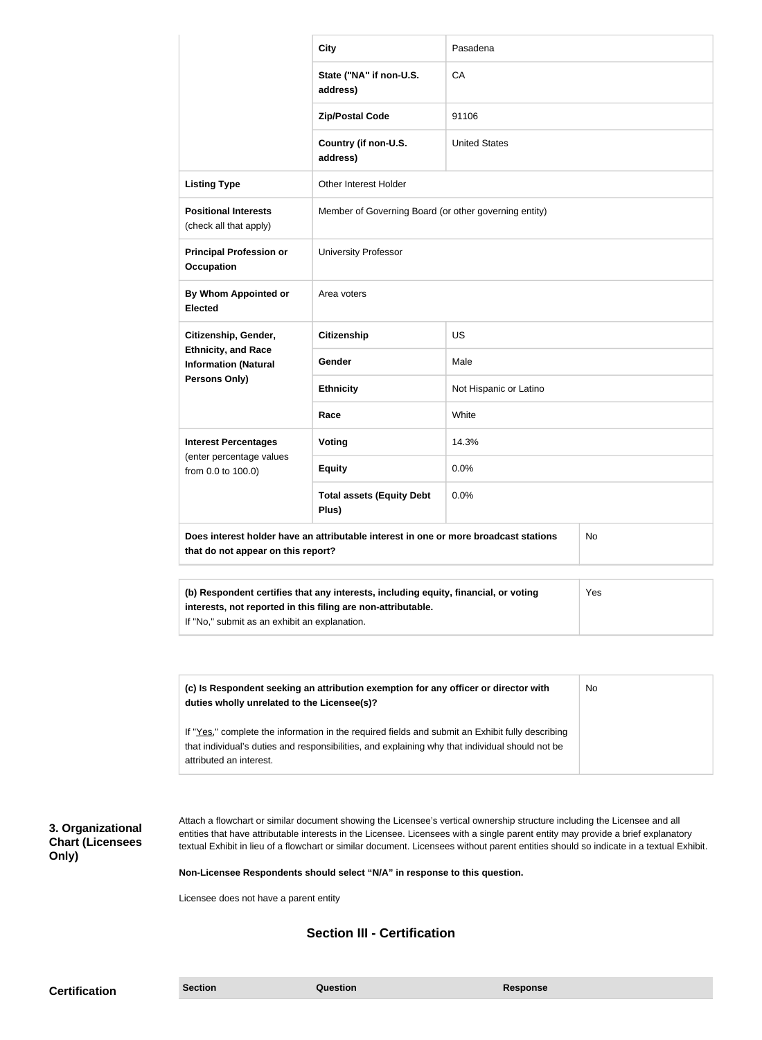| | | |
|---|---|---|
| | **City** | Pasadena |
| | **State ("NA" if non-U.S. address)** | CA |
| | **Zip/Postal Code** | 91106 |
| | **Country (if non-U.S. address)** | United States |
| **Listing Type** | Other Interest Holder | |
| **Positional Interests** (check all that apply) | Member of Governing Board (or other governing entity) | |
| **Principal Profession or Occupation** | University Professor | |
| **By Whom Appointed or Elected** | Area voters | |
| **Citizenship, Gender, Ethnicity, and Race Information (Natural Persons Only)** | **Citizenship** | US |
| | **Gender** | Male |
| | **Ethnicity** | Not Hispanic or Latino |
| | **Race** | White |
| **Interest Percentages** (enter percentage values from 0.0 to 100.0) | **Voting** | 14.3% |
| | **Equity** | 0.0% |
| | **Total assets (Equity Debt Plus)** | 0.0% |
| **Does interest holder have an attributable interest in one or more broadcast stations that do not appear on this report?** | | No |

| | |
|---|---|
| **(b) Respondent certifies that any interests, including equity, financial, or voting interests, not reported in this filing are non-attributable.** If "No," submit as an exhibit an explanation. | Yes |

| | |
|---|---|
| **(c) Is Respondent seeking an attribution exemption for any officer or director with duties wholly unrelated to the Licensee(s)?** If "Yes," complete the information in the required fields and submit an Exhibit fully describing that individual's duties and responsibilities, and explaining why that individual should not be attributed an interest. | No |

**3. Organizational Chart (Licensees Only)**

Attach a flowchart or similar document showing the Licensee's vertical ownership structure including the Licensee and all entities that have attributable interests in the Licensee. Licensees with a single parent entity may provide a brief explanatory textual Exhibit in lieu of a flowchart or similar document. Licensees without parent entities should so indicate in a textual Exhibit.

**Non-Licensee Respondents should select "N/A" in response to this question.**

Licensee does not have a parent entity

## Section III - Certification

**Certification**

| Section | Question | Response |
|---|---|---|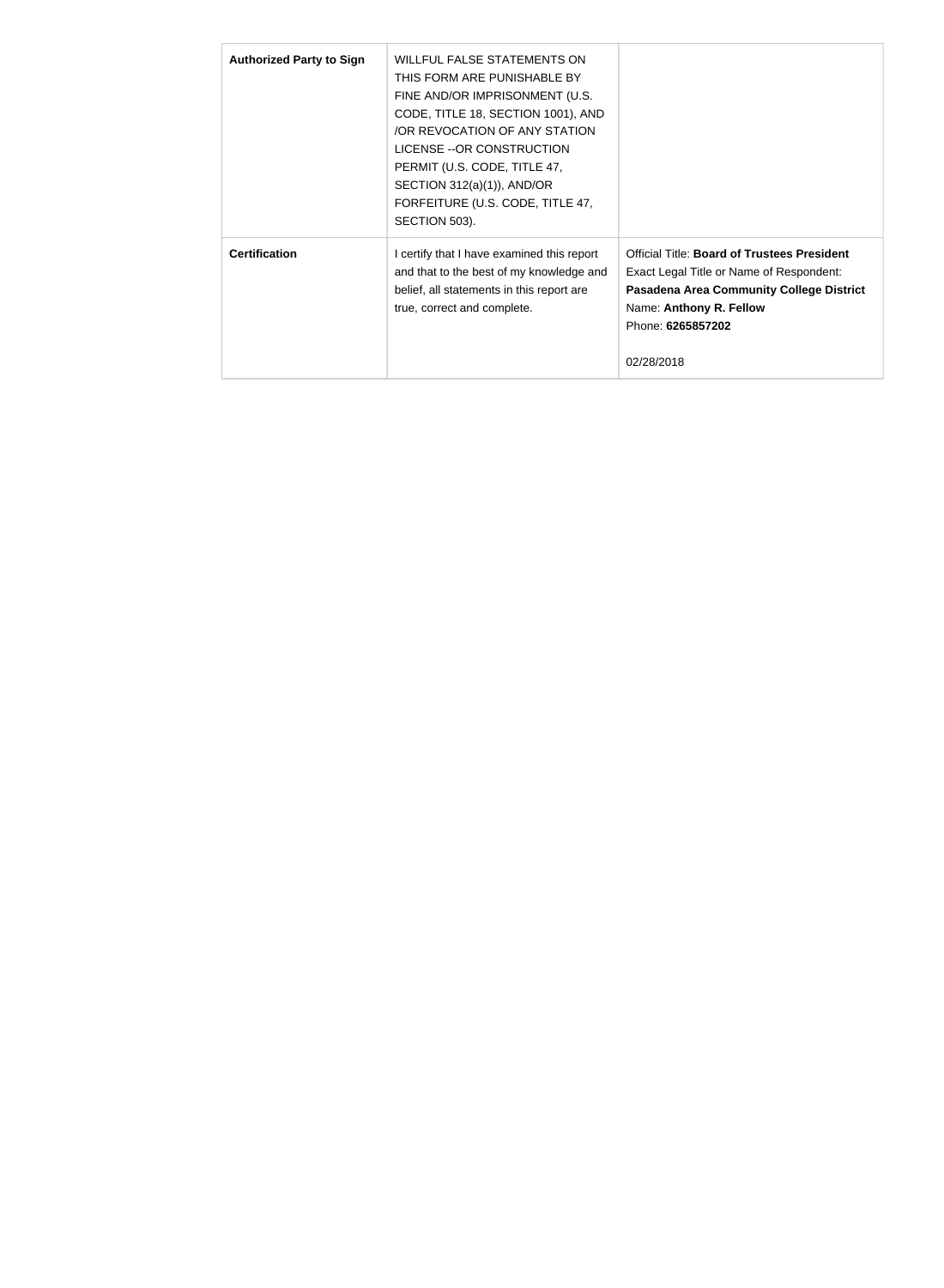| | | |
|---|---|---|
| **Authorized Party to Sign** | WILLFUL FALSE STATEMENTS ON THIS FORM ARE PUNISHABLE BY FINE AND/OR IMPRISONMENT (U.S. CODE, TITLE 18, SECTION 1001), AND /OR REVOCATION OF ANY STATION LICENSE --OR CONSTRUCTION PERMIT (U.S. CODE, TITLE 47, SECTION 312(a)(1)), AND/OR FORFEITURE (U.S. CODE, TITLE 47, SECTION 503). | |
| **Certification** | I certify that I have examined this report and that to the best of my knowledge and belief, all statements in this report are true, correct and complete. | Official Title: **Board of Trustees President**<br>Exact Legal Title or Name of Respondent: **Pasadena Area Community College District**<br>Name: **Anthony R. Fellow**<br>Phone: **6265857202**<br><br>02/28/2018 |